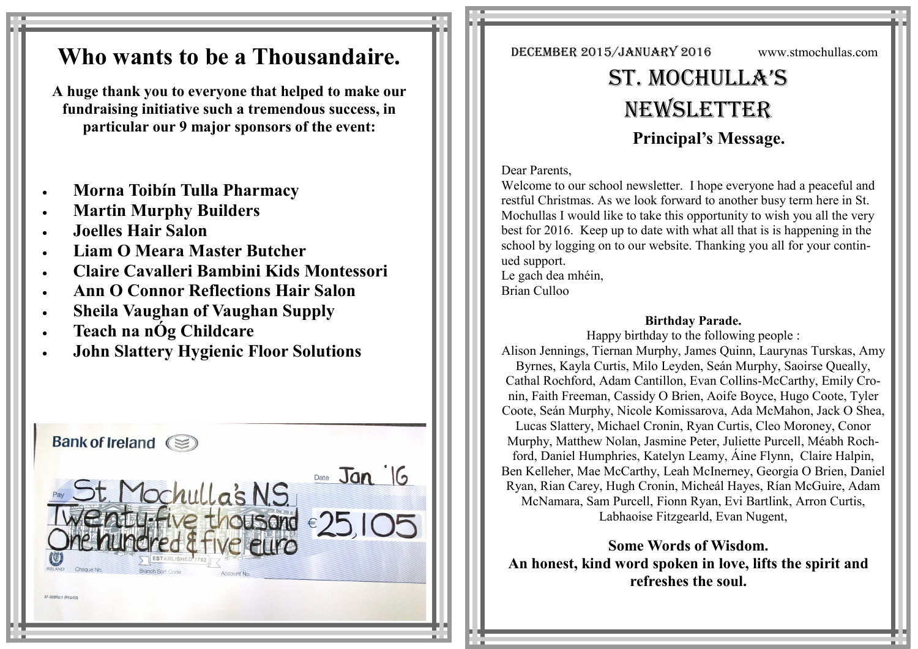# Who wants to be a Thousandaire.

**A huge thank you to everyone that helped to make our fundraising initiative such a tremendous success, in particular our 9 major sponsors of the event:**

- **Morna Toibín Tulla Pharmacy**
- **Martin Murphy Builders**
- **Joelles Hair Salon**
- **Liam O Meara Master Butcher**
- **Claire Cavalleri Bambini Kids Montessori**
- **Ann O Connor Reflections Hair Salon**
- **Sheila Vaughan of Vaughan Supply**
- **Teach na nÓg Childcare**
- **John Slattery Hygienic Floor Solutions**

Bank of Ireland

Date Jan '16

Pay St. Mochulla's N.S.

Twenty-five thousand One hundred & five euro €25,105

DECEMBER 2015/JANUARY 2016 www.stmochullas.com

# ST. MOCHULLA'S NEWSLETTER

## Principal's Message.

Dear Parents,

Welcome to our school newsletter. I hope everyone had a peaceful and restful Christmas. As we look forward to another busy term here in St. Mochullas I would like to take this opportunity to wish you all the very best for 2016. Keep up to date with what all that is is happening in the school by logging on to our website. Thanking you all for your continued support.

Le gach dea mhéin,

Brian Culloo

### Birthday Parade.

Happy birthday to the following people :

Alison Jennings, Tiernan Murphy, James Quinn, Laurynas Turskas, Amy Byrnes, Kayla Curtis, Milo Leyden, Seán Murphy, Saoirse Queally, Cathal Rochford, Adam Cantillon, Evan Collins-McCarthy, Emily Cronin, Faith Freeman, Cassidy O Brien, Aoife Boyce, Hugo Coote, Tyler Coote, Seán Murphy, Nicole Komissarova, Ada McMahon, Jack O Shea, Lucas Slattery, Michael Cronin, Ryan Curtis, Cleo Moroney, Conor Murphy, Matthew Nolan, Jasmine Peter, Juliette Purcell, Méabh Rochford, Daniel Humphries, Katelyn Leamy, Áine Flynn, Claire Halpin, Ben Kelleher, Mae McCarthy, Leah McInerney, Georgia O Brien, Daniel Ryan, Rian Carey, Hugh Cronin, Micheál Hayes, Rían McGuire, Adam McNamara, Sam Purcell, Fionn Ryan, Evi Bartlink, Arron Curtis, Labhaoise Fitzgearld, Evan Nugent,

**Some Words of Wisdom.**

**An honest, kind word spoken in love, lifts the spirit and refreshes the soul.**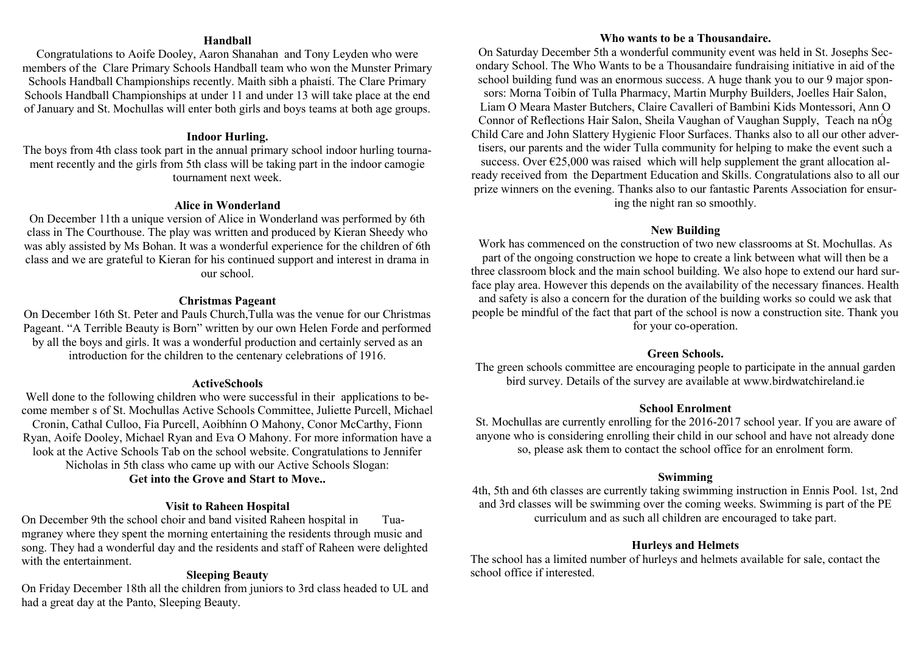## Handball

Congratulations to Aoife Dooley, Aaron Shanahan and Tony Leyden who were members of the Clare Primary Schools Handball team who won the Munster Primary Schools Handball Championships recently. Maith sibh a phaistí. The Clare Primary Schools Handball Championships at under 11 and under 13 will take place at the end of January and St. Mochullas will enter both girls and boys teams at both age groups.

## Indoor Hurling.

The boys from 4th class took part in the annual primary school indoor hurling tournament recently and the girls from 5th class will be taking part in the indoor camogie tournament next week.

## Alice in Wonderland

On December 11th a unique version of Alice in Wonderland was performed by 6th class in The Courthouse. The play was written and produced by Kieran Sheedy who was ably assisted by Ms Bohan. It was a wonderful experience for the children of 6th class and we are grateful to Kieran for his continued support and interest in drama in our school.

## Christmas Pageant

On December 16th St. Peter and Pauls Church,Tulla was the venue for our Christmas Pageant. "A Terrible Beauty is Born" written by our own Helen Forde and performed by all the boys and girls. It was a wonderful production and certainly served as an introduction for the children to the centenary celebrations of 1916.

## ActiveSchools

Well done to the following children who were successful in their applications to become member s of St. Mochullas Active Schools Committee, Juliette Purcell, Michael Cronin, Cathal Culloo, Fia Purcell, Aoibhínn O Mahony, Conor McCarthy, Fionn Ryan, Aoife Dooley, Michael Ryan and Eva O Mahony. For more information have a look at the Active Schools Tab on the school website. Congratulations to Jennifer Nicholas in 5th class who came up with our Active Schools Slogan:

**Get into the Grove and Start to Move..**

## Visit to Raheen Hospital

On December 9th the school choir and band visited Raheen hospital in Tuamgraney where they spent the morning entertaining the residents through music and song. They had a wonderful day and the residents and staff of Raheen were delighted with the entertainment.

## Sleeping Beauty

On Friday December 18th all the children from juniors to 3rd class headed to UL and had a great day at the Panto, Sleeping Beauty.

## Who wants to be a Thousandaire.

On Saturday December 5th a wonderful community event was held in St. Josephs Secondary School. The Who Wants to be a Thousandaire fundraising initiative in aid of the school building fund was an enormous success. A huge thank you to our 9 major sponsors: Morna Toibín of Tulla Pharmacy, Martin Murphy Builders, Joelles Hair Salon, Liam O Meara Master Butchers, Claire Cavalleri of Bambini Kids Montessori, Ann O Connor of Reflections Hair Salon, Sheila Vaughan of Vaughan Supply, Teach na nÓg Child Care and John Slattery Hygienic Floor Surfaces. Thanks also to all our other advertisers, our parents and the wider Tulla community for helping to make the event such a success. Over €25,000 was raised which will help supplement the grant allocation already received from the Department Education and Skills. Congratulations also to all our prize winners on the evening. Thanks also to our fantastic Parents Association for ensuring the night ran so smoothly.

## New Building

Work has commenced on the construction of two new classrooms at St. Mochullas. As part of the ongoing construction we hope to create a link between what will then be a three classroom block and the main school building. We also hope to extend our hard surface play area. However this depends on the availability of the necessary finances. Health and safety is also a concern for the duration of the building works so could we ask that people be mindful of the fact that part of the school is now a construction site. Thank you for your co-operation.

## Green Schools.

The green schools committee are encouraging people to participate in the annual garden bird survey. Details of the survey are available at www.birdwatchireland.ie

## School Enrolment

St. Mochullas are currently enrolling for the 2016-2017 school year. If you are aware of anyone who is considering enrolling their child in our school and have not already done so, please ask them to contact the school office for an enrolment form.

## Swimming

4th, 5th and 6th classes are currently taking swimming instruction in Ennis Pool. 1st, 2nd and 3rd classes will be swimming over the coming weeks. Swimming is part of the PE curriculum and as such all children are encouraged to take part.

## Hurleys and Helmets

The school has a limited number of hurleys and helmets available for sale, contact the school office if interested.